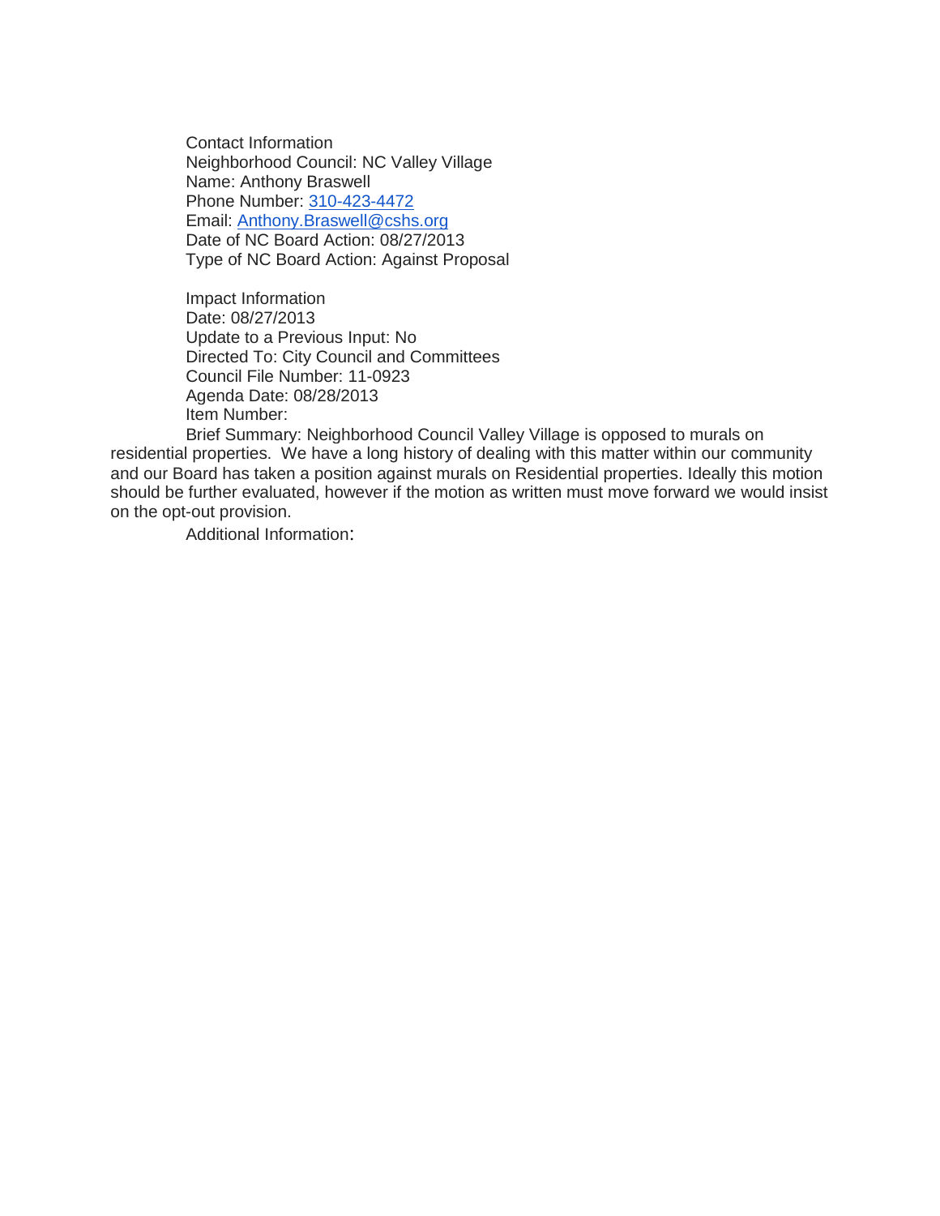Contact Information
Neighborhood Council: NC Valley Village
Name: Anthony Braswell
Phone Number: 310-423-4472
Email: Anthony.Braswell@cshs.org
Date of NC Board Action: 08/27/2013
Type of NC Board Action: Against Proposal

Impact Information
Date: 08/27/2013
Update to a Previous Input: No
Directed To: City Council and Committees
Council File Number: 11-0923
Agenda Date: 08/28/2013
Item Number:
Brief Summary: Neighborhood Council Valley Village is opposed to murals on residential properties. We have a long history of dealing with this matter within our community and our Board has taken a position against murals on Residential properties. Ideally this motion should be further evaluated, however if the motion as written must move forward we would insist on the opt-out provision.
Additional Information: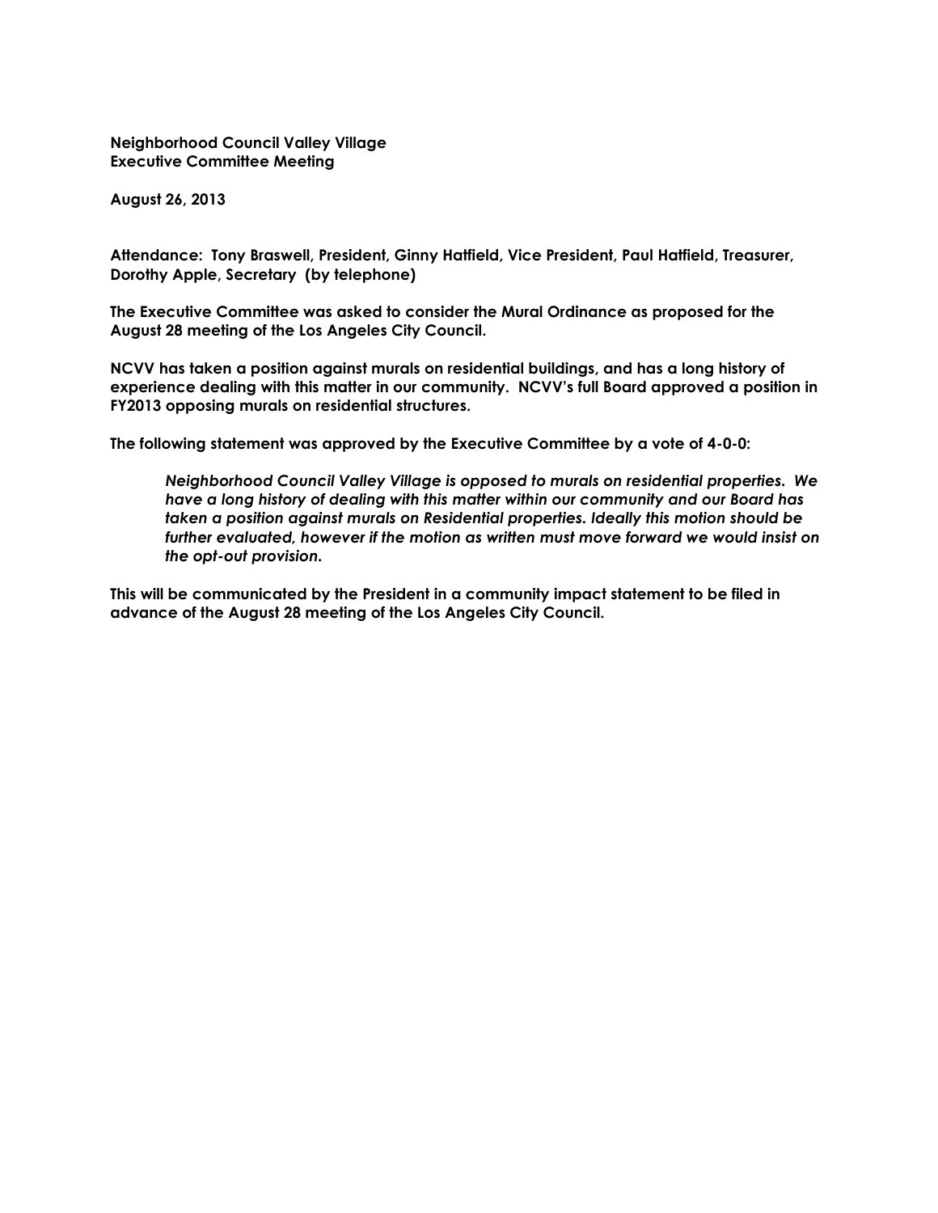**Neighborhood Council Valley Village**
**Executive Committee Meeting**

**August 26, 2013**

**Attendance: Tony Braswell, President, Ginny Hatfield, Vice President, Paul Hatfield, Treasurer, Dorothy Apple, Secretary (by telephone)**

**The Executive Committee was asked to consider the Mural Ordinance as proposed for the August 28 meeting of the Los Angeles City Council.**

**NCVV has taken a position against murals on residential buildings, and has a long history of experience dealing with this matter in our community. NCVV's full Board approved a position in FY2013 opposing murals on residential structures.**

**The following statement was approved by the Executive Committee by a vote of 4-0-0:**

> ***Neighborhood Council Valley Village is opposed to murals on residential properties. We have a long history of dealing with this matter within our community and our Board has taken a position against murals on Residential properties. Ideally this motion should be further evaluated, however if the motion as written must move forward we would insist on the opt-out provision.***

**This will be communicated by the President in a community impact statement to be filed in advance of the August 28 meeting of the Los Angeles City Council.**